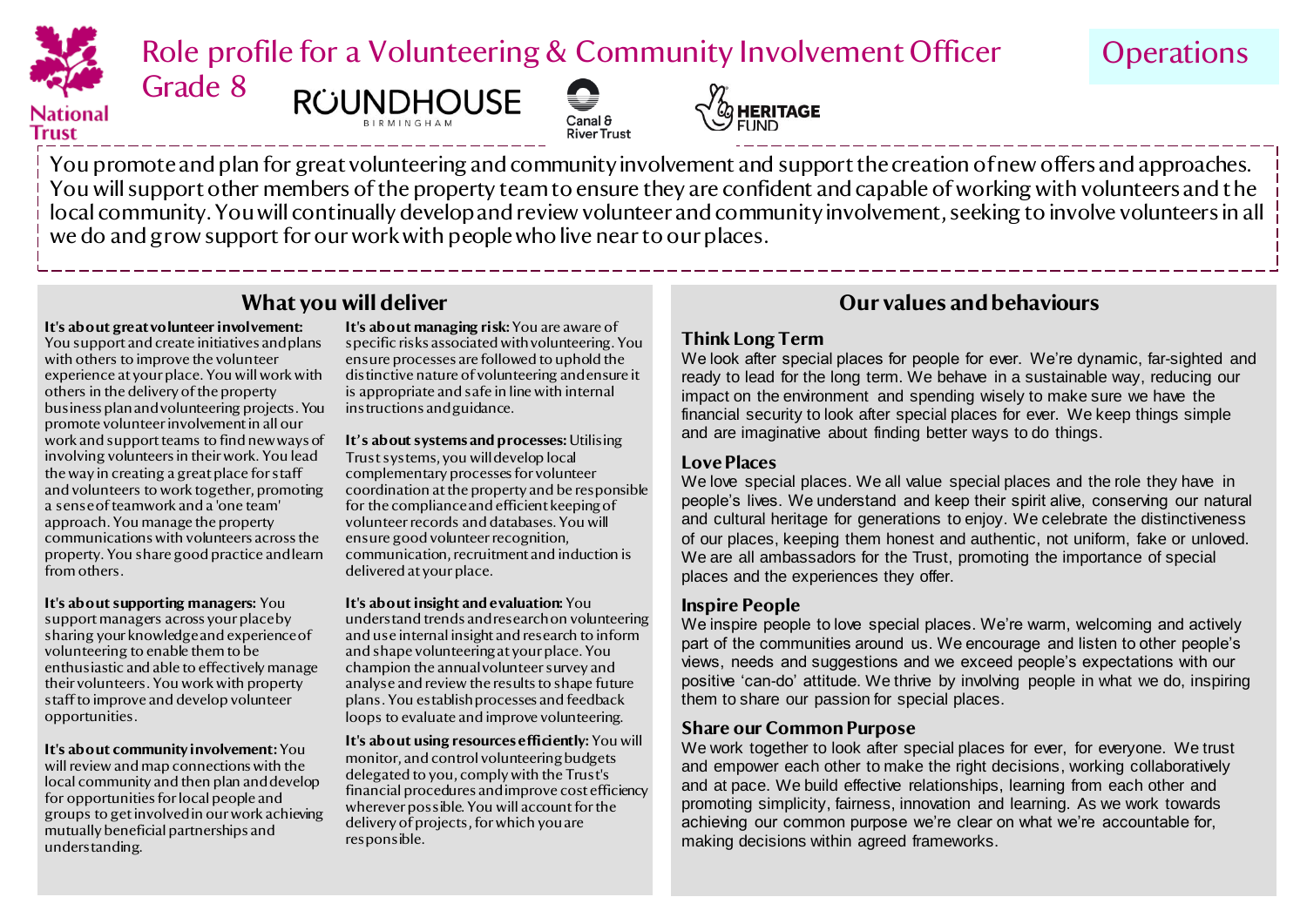# Role profile for a Volunteering & Community Involvement Officer

Grade 8

Operations

You promote and plan for great volunteering and community involvement and support the creation of new offers and approaches. You will support other members of the property team to ensure they are confident and capable of working with volunteers and the local community. You will continually develop and review volunteer and community involvement, seeking to involve volunteers in all we do and grow support for our work with people who live near to our places.

## What you will deliver

**It's about great volunteer involvement:** You support and create initiatives and plans with others to improve the volunteer experience at your place. You will work with others in the delivery of the property business plan and volunteering projects. You promote volunteer involvement in all our work and support teams to find new ways of involving volunteers in their work. You lead the way in creating a great place for staff and volunteers to work together, promoting a sense of teamwork and a 'one team' approach. You manage the property communications with volunteers across the property. You share good practice and learn from others.

**It's about supporting managers:** You support managers across your place by sharing your knowledge and experience of volunteering to enable them to be enthusiastic and able to effectively manage their volunteers. You work with property staff to improve and develop volunteer opportunities.

**It's about community involvement:** You will review and map connections with the local community and then plan and develop for opportunities for local people and groups to get involved in our work achieving mutually beneficial partnerships and understanding.

**It's about managing risk:** You are aware of specific risks associated with volunteering. You ensure processes are followed to uphold the distinctive nature of volunteering and ensure it is appropriate and safe in line with internal instructions and guidance.

**It's about systems and processes:** Utilising Trust systems, you will develop local complementary processes for volunteer coordination at the property and be responsible for the compliance and efficient keeping of volunteer records and databases. You will ensure good volunteer recognition, communication, recruitment and induction is delivered at your place.

**It's about insight and evaluation:** You understand trends and research on volunteering and use internal insight and research to inform and shape volunteering at your place. You champion the annual volunteer survey and analyse and review the results to shape future plans. You establish processes and feedback loops to evaluate and improve volunteering.

**It's about using resources efficiently:** You will monitor, and control volunteering budgets delegated to you, comply with the Trust's financial procedures and improve cost efficiency wherever possible. You will account for the delivery of projects, for which you are responsible.

## Our values and behaviours

### Think Long Term

We look after special places for people for ever. We're dynamic, far-sighted and ready to lead for the long term. We behave in a sustainable way, reducing our impact on the environment and spending wisely to make sure we have the financial security to look after special places for ever. We keep things simple and are imaginative about finding better ways to do things.

### Love Places

We love special places. We all value special places and the role they have in people's lives. We understand and keep their spirit alive, conserving our natural and cultural heritage for generations to enjoy. We celebrate the distinctiveness of our places, keeping them honest and authentic, not uniform, fake or unloved. We are all ambassadors for the Trust, promoting the importance of special places and the experiences they offer.

### Inspire People

We inspire people to love special places. We're warm, welcoming and actively part of the communities around us. We encourage and listen to other people's views, needs and suggestions and we exceed people's expectations with our positive 'can-do' attitude. We thrive by involving people in what we do, inspiring them to share our passion for special places.

### Share our Common Purpose

We work together to look after special places for ever, for everyone. We trust and empower each other to make the right decisions, working collaboratively and at pace. We build effective relationships, learning from each other and promoting simplicity, fairness, innovation and learning. As we work towards achieving our common purpose we're clear on what we're accountable for, making decisions within agreed frameworks.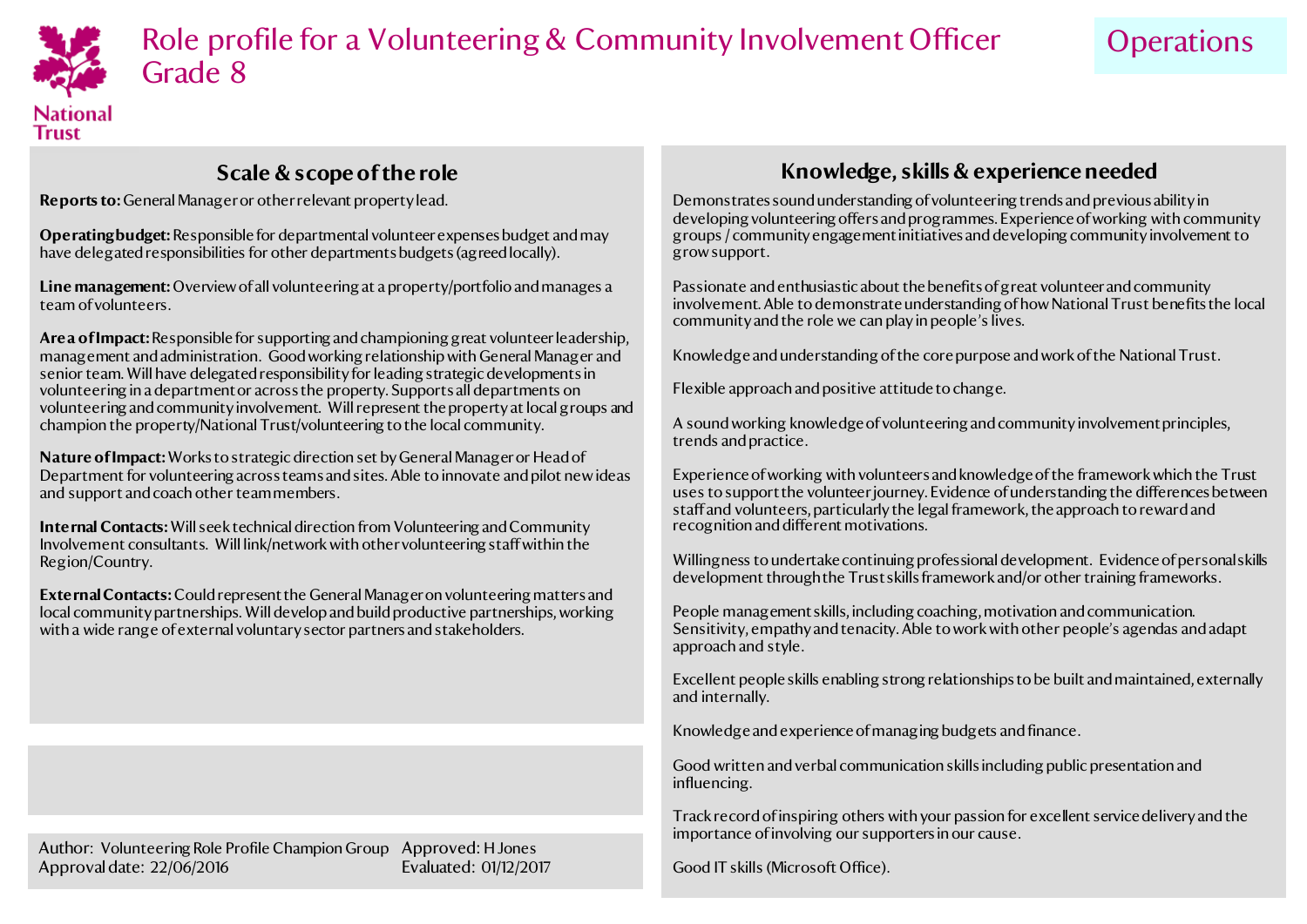# Role profile for a Volunteering & Community Involvement Officer Grade 8

Operations

National Trust

## Scale & scope of the role

**Reports to:** General Manager or other relevant property lead.

**Operating budget:** Responsible for departmental volunteer expenses budget and may have delegated responsibilities for other departments budgets (agreed locally).

**Line management:** Overview of all volunteering at a property/portfolio and manages a team of volunteers.

**Area of Impact:** Responsible for supporting and championing great volunteer leadership, management and administration. Good working relationship with General Manager and senior team. Will have delegated responsibility for leading strategic developments in volunteering in a department or across the property. Supports all departments on volunteering and community involvement. Will represent the property at local groups and champion the property/National Trust/volunteering to the local community.

**Nature of Impact:** Works to strategic direction set by General Manager or Head of Department for volunteering across teams and sites. Able to innovate and pilot new ideas and support and coach other team members.

**Internal Contacts:** Will seek technical direction from Volunteering and Community Involvement consultants. Will link/network with other volunteering staff within the Region/Country.

**External Contacts:** Could represent the General Manager on volunteering matters and local community partnerships. Will develop and build productive partnerships, working with a wide range of external voluntary sector partners and stakeholders.

Author: Volunteering Role Profile Champion Group
Approval date: 22/06/2016
Approved: H Jones
Evaluated: 01/12/2017

## Knowledge, skills & experience needed

Demonstrates sound understanding of volunteering trends and previous ability in developing volunteering offers and programmes. Experience of working with community groups / community engagement initiatives and developing community involvement to grow support.

Passionate and enthusiastic about the benefits of great volunteer and community involvement. Able to demonstrate understanding of how National Trust benefits the local community and the role we can play in people's lives.

Knowledge and understanding of the core purpose and work of the National Trust.

Flexible approach and positive attitude to change.

A sound working knowledge of volunteering and community involvement principles, trends and practice.

Experience of working with volunteers and knowledge of the framework which the Trust uses to support the volunteer journey. Evidence of understanding the differences between staff and volunteers, particularly the legal framework, the approach to reward and recognition and different motivations.

Willingness to undertake continuing professional development. Evidence of personal skills development through the Trust skills framework and/or other training frameworks.

People management skills, including coaching, motivation and communication. Sensitivity, empathy and tenacity. Able to work with other people's agendas and adapt approach and style.

Excellent people skills enabling strong relationships to be built and maintained, externally and internally.

Knowledge and experience of managing budgets and finance.

Good written and verbal communication skills including public presentation and influencing.

Track record of inspiring others with your passion for excellent service delivery and the importance of involving our supporters in our cause.

Good IT skills (Microsoft Office).